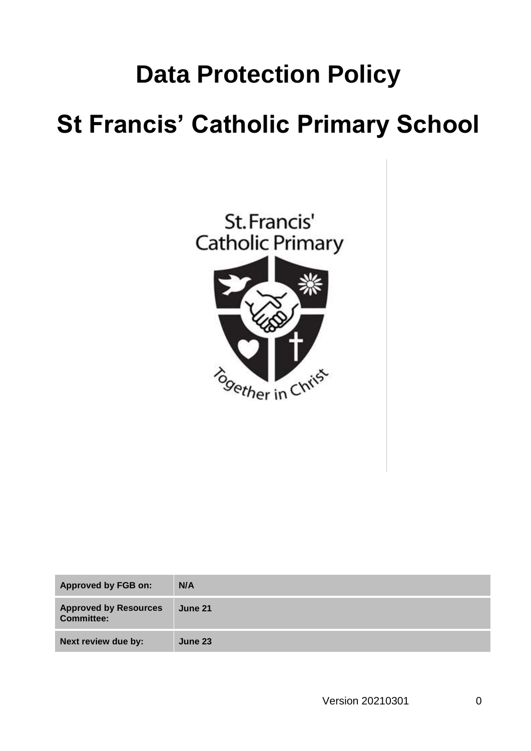# Data Protection Policy

# St Francis' Catholic Primary School

| Approved by FGB on: | N/A |
| --- | --- |
| Approved by Resources Committee: | June 21 |
| Next review due by: | June 23 |

Version 20210301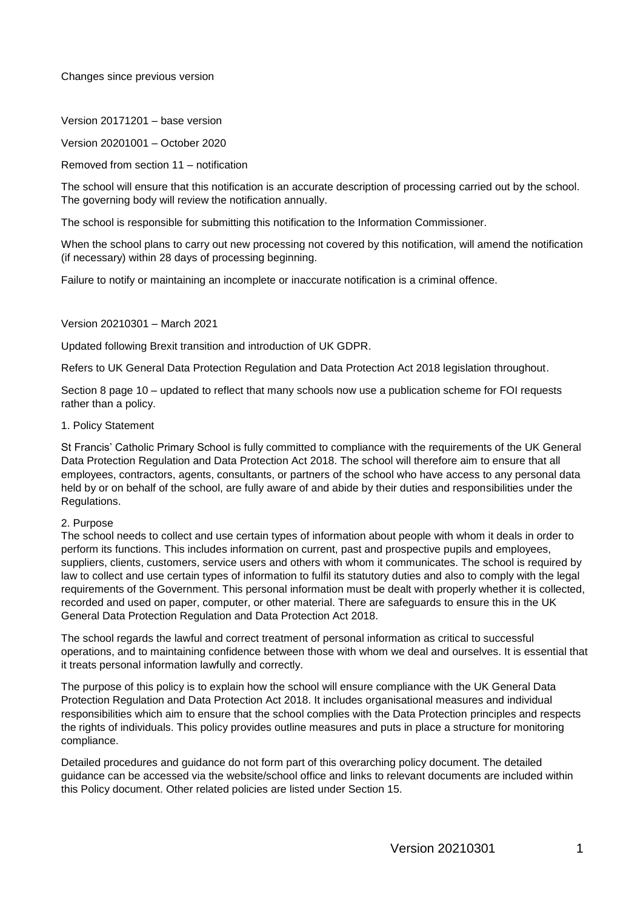Changes since previous version

Version 20171201 – base version

Version 20201001 – October 2020

Removed from section 11 – notification

The school will ensure that this notification is an accurate description of processing carried out by the school. The governing body will review the notification annually.

The school is responsible for submitting this notification to the Information Commissioner.

When the school plans to carry out new processing not covered by this notification, will amend the notification (if necessary) within 28 days of processing beginning.

Failure to notify or maintaining an incomplete or inaccurate notification is a criminal offence.

Version 20210301 – March 2021

Updated following Brexit transition and introduction of UK GDPR.

Refers to UK General Data Protection Regulation and Data Protection Act 2018 legislation throughout.

Section 8 page 10 – updated to reflect that many schools now use a publication scheme for FOI requests rather than a policy.

## 1. Policy Statement

St Francis' Catholic Primary School is fully committed to compliance with the requirements of the UK General Data Protection Regulation and Data Protection Act 2018. The school will therefore aim to ensure that all employees, contractors, agents, consultants, or partners of the school who have access to any personal data held by or on behalf of the school, are fully aware of and abide by their duties and responsibilities under the Regulations.

## 2. Purpose

The school needs to collect and use certain types of information about people with whom it deals in order to perform its functions. This includes information on current, past and prospective pupils and employees, suppliers, clients, customers, service users and others with whom it communicates. The school is required by law to collect and use certain types of information to fulfil its statutory duties and also to comply with the legal requirements of the Government. This personal information must be dealt with properly whether it is collected, recorded and used on paper, computer, or other material. There are safeguards to ensure this in the UK General Data Protection Regulation and Data Protection Act 2018.

The school regards the lawful and correct treatment of personal information as critical to successful operations, and to maintaining confidence between those with whom we deal and ourselves. It is essential that it treats personal information lawfully and correctly.

The purpose of this policy is to explain how the school will ensure compliance with the UK General Data Protection Regulation and Data Protection Act 2018. It includes organisational measures and individual responsibilities which aim to ensure that the school complies with the Data Protection principles and respects the rights of individuals. This policy provides outline measures and puts in place a structure for monitoring compliance.

Detailed procedures and guidance do not form part of this overarching policy document. The detailed guidance can be accessed via the website/school office and links to relevant documents are included within this Policy document. Other related policies are listed under Section 15.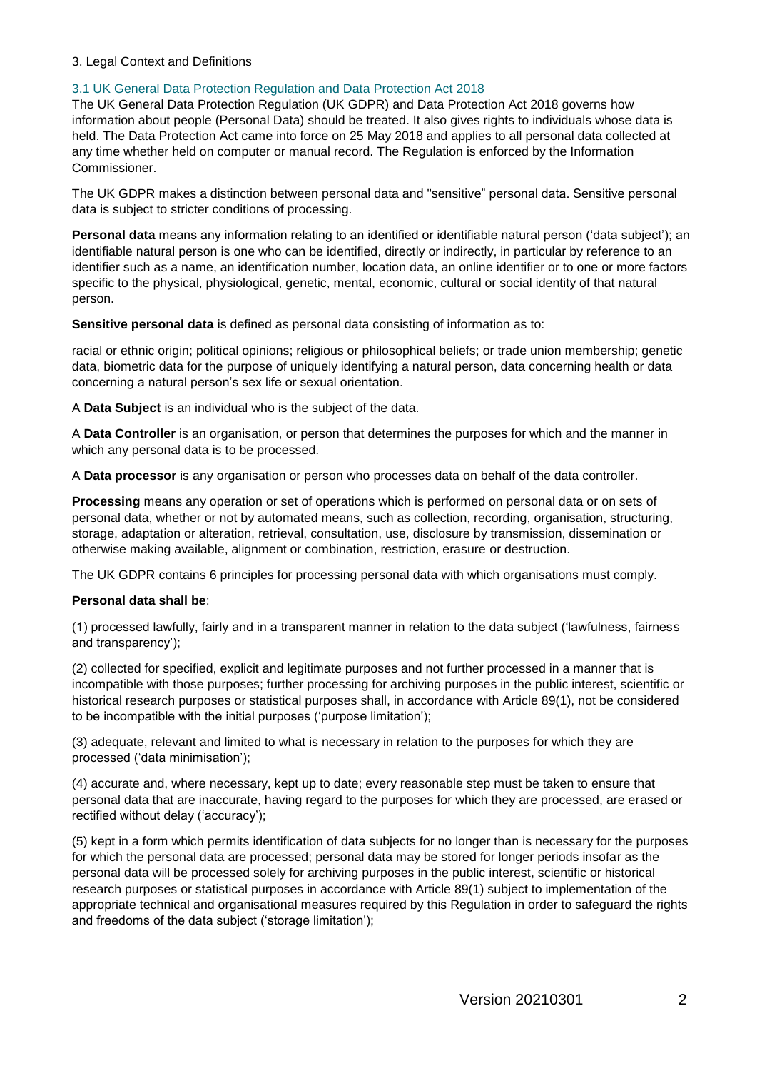## 3. Legal Context and Definitions

### 3.1 UK General Data Protection Regulation and Data Protection Act 2018

The UK General Data Protection Regulation (UK GDPR) and Data Protection Act 2018 governs how information about people (Personal Data) should be treated. It also gives rights to individuals whose data is held. The Data Protection Act came into force on 25 May 2018 and applies to all personal data collected at any time whether held on computer or manual record. The Regulation is enforced by the Information Commissioner.

The UK GDPR makes a distinction between personal data and "sensitive" personal data. Sensitive personal data is subject to stricter conditions of processing.

**Personal data** means any information relating to an identified or identifiable natural person ('data subject'); an identifiable natural person is one who can be identified, directly or indirectly, in particular by reference to an identifier such as a name, an identification number, location data, an online identifier or to one or more factors specific to the physical, physiological, genetic, mental, economic, cultural or social identity of that natural person.

**Sensitive personal data** is defined as personal data consisting of information as to:

racial or ethnic origin; political opinions; religious or philosophical beliefs; or trade union membership; genetic data, biometric data for the purpose of uniquely identifying a natural person, data concerning health or data concerning a natural person's sex life or sexual orientation.

A **Data Subject** is an individual who is the subject of the data.

A **Data Controller** is an organisation, or person that determines the purposes for which and the manner in which any personal data is to be processed.

A **Data processor** is any organisation or person who processes data on behalf of the data controller.

**Processing** means any operation or set of operations which is performed on personal data or on sets of personal data, whether or not by automated means, such as collection, recording, organisation, structuring, storage, adaptation or alteration, retrieval, consultation, use, disclosure by transmission, dissemination or otherwise making available, alignment or combination, restriction, erasure or destruction.

The UK GDPR contains 6 principles for processing personal data with which organisations must comply.

**Personal data shall be**:

(1) processed lawfully, fairly and in a transparent manner in relation to the data subject ('lawfulness, fairness and transparency');

(2) collected for specified, explicit and legitimate purposes and not further processed in a manner that is incompatible with those purposes; further processing for archiving purposes in the public interest, scientific or historical research purposes or statistical purposes shall, in accordance with Article 89(1), not be considered to be incompatible with the initial purposes ('purpose limitation');

(3) adequate, relevant and limited to what is necessary in relation to the purposes for which they are processed ('data minimisation');

(4) accurate and, where necessary, kept up to date; every reasonable step must be taken to ensure that personal data that are inaccurate, having regard to the purposes for which they are processed, are erased or rectified without delay ('accuracy');

(5) kept in a form which permits identification of data subjects for no longer than is necessary for the purposes for which the personal data are processed; personal data may be stored for longer periods insofar as the personal data will be processed solely for archiving purposes in the public interest, scientific or historical research purposes or statistical purposes in accordance with Article 89(1) subject to implementation of the appropriate technical and organisational measures required by this Regulation in order to safeguard the rights and freedoms of the data subject ('storage limitation');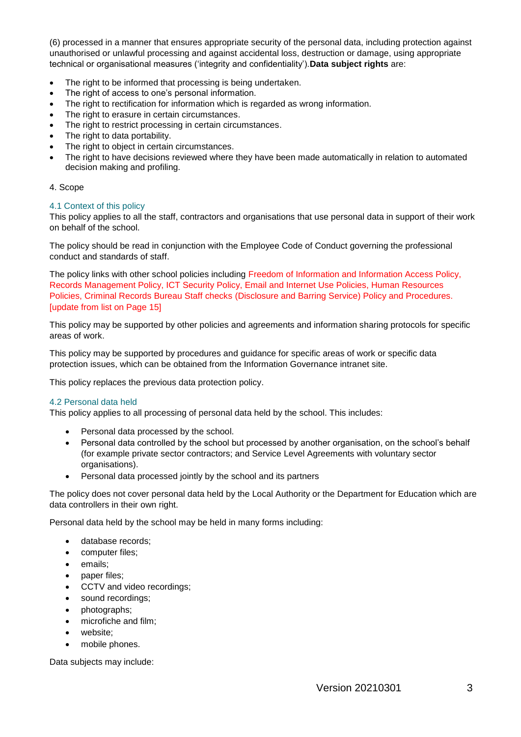(6) processed in a manner that ensures appropriate security of the personal data, including protection against unauthorised or unlawful processing and against accidental loss, destruction or damage, using appropriate technical or organisational measures ('integrity and confidentiality').**Data subject rights** are:

- The right to be informed that processing is being undertaken.
- The right of access to one's personal information.
- The right to rectification for information which is regarded as wrong information.
- The right to erasure in certain circumstances.
- The right to restrict processing in certain circumstances.
- The right to data portability.
- The right to object in certain circumstances.
- The right to have decisions reviewed where they have been made automatically in relation to automated decision making and profiling.

## 4. Scope

### 4.1 Context of this policy

This policy applies to all the staff, contractors and organisations that use personal data in support of their work on behalf of the school.

The policy should be read in conjunction with the Employee Code of Conduct governing the professional conduct and standards of staff.

The policy links with other school policies including Freedom of Information and Information Access Policy, Records Management Policy, ICT Security Policy, Email and Internet Use Policies, Human Resources Policies, Criminal Records Bureau Staff checks (Disclosure and Barring Service) Policy and Procedures. [update from list on Page 15]

This policy may be supported by other policies and agreements and information sharing protocols for specific areas of work.

This policy may be supported by procedures and guidance for specific areas of work or specific data protection issues, which can be obtained from the Information Governance intranet site.

This policy replaces the previous data protection policy.

### 4.2 Personal data held

This policy applies to all processing of personal data held by the school. This includes:

- Personal data processed by the school.
- Personal data controlled by the school but processed by another organisation, on the school's behalf (for example private sector contractors; and Service Level Agreements with voluntary sector organisations).
- Personal data processed jointly by the school and its partners

The policy does not cover personal data held by the Local Authority or the Department for Education which are data controllers in their own right.

Personal data held by the school may be held in many forms including:

- database records;
- computer files;
- emails;
- paper files;
- CCTV and video recordings;
- sound recordings;
- photographs;
- microfiche and film;
- website;
- mobile phones.

Data subjects may include: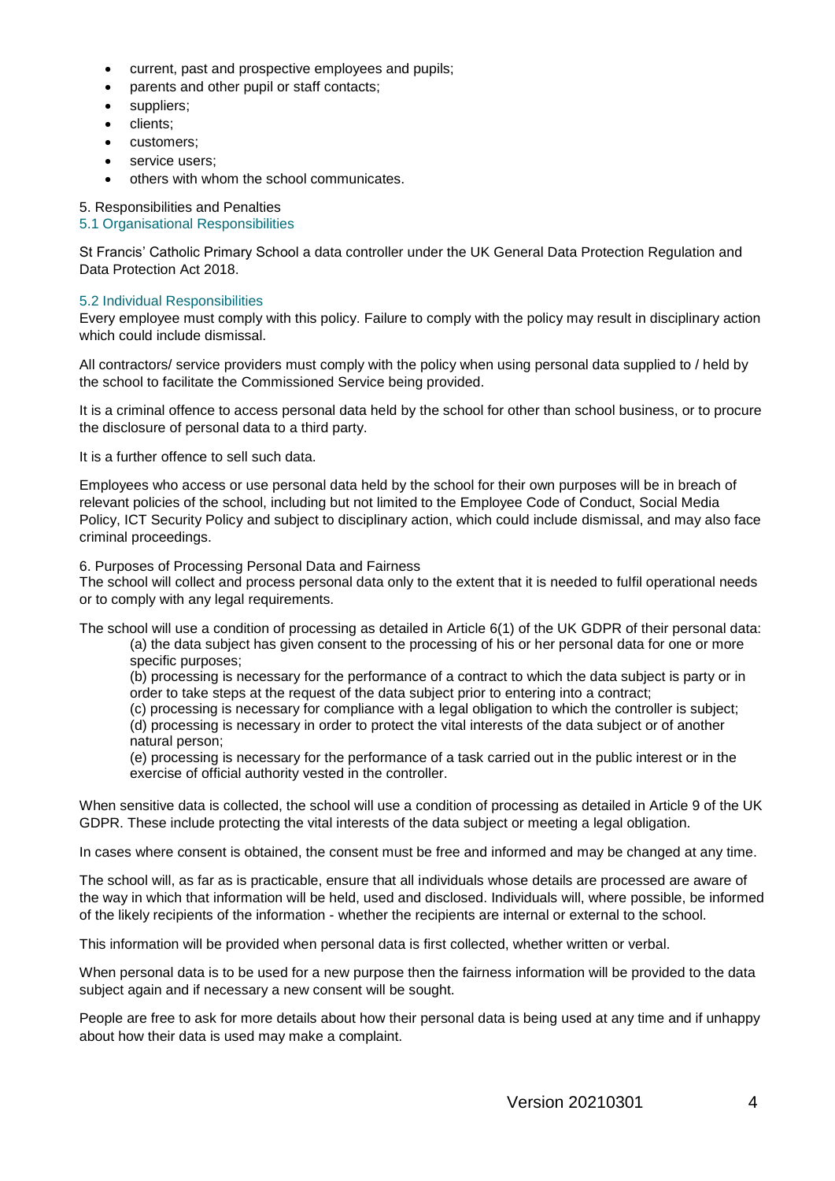- current, past and prospective employees and pupils;
- parents and other pupil or staff contacts;
- suppliers;
- clients;
- customers;
- service users;
- others with whom the school communicates.

## 5. Responsibilities and Penalties

### 5.1 Organisational Responsibilities

St Francis' Catholic Primary School a data controller under the UK General Data Protection Regulation and Data Protection Act 2018.

### 5.2 Individual Responsibilities

Every employee must comply with this policy. Failure to comply with the policy may result in disciplinary action which could include dismissal.

All contractors/ service providers must comply with the policy when using personal data supplied to / held by the school to facilitate the Commissioned Service being provided.

It is a criminal offence to access personal data held by the school for other than school business, or to procure the disclosure of personal data to a third party.

It is a further offence to sell such data.

Employees who access or use personal data held by the school for their own purposes will be in breach of relevant policies of the school, including but not limited to the Employee Code of Conduct, Social Media Policy, ICT Security Policy and subject to disciplinary action, which could include dismissal, and may also face criminal proceedings.

## 6. Purposes of Processing Personal Data and Fairness

The school will collect and process personal data only to the extent that it is needed to fulfil operational needs or to comply with any legal requirements.

The school will use a condition of processing as detailed in Article 6(1) of the UK GDPR of their personal data:

> (a) the data subject has given consent to the processing of his or her personal data for one or more specific purposes;
>
> (b) processing is necessary for the performance of a contract to which the data subject is party or in order to take steps at the request of the data subject prior to entering into a contract;
>
> (c) processing is necessary for compliance with a legal obligation to which the controller is subject;
>
> (d) processing is necessary in order to protect the vital interests of the data subject or of another natural person;
>
> (e) processing is necessary for the performance of a task carried out in the public interest or in the exercise of official authority vested in the controller.

When sensitive data is collected, the school will use a condition of processing as detailed in Article 9 of the UK GDPR. These include protecting the vital interests of the data subject or meeting a legal obligation.

In cases where consent is obtained, the consent must be free and informed and may be changed at any time.

The school will, as far as is practicable, ensure that all individuals whose details are processed are aware of the way in which that information will be held, used and disclosed. Individuals will, where possible, be informed of the likely recipients of the information - whether the recipients are internal or external to the school.

This information will be provided when personal data is first collected, whether written or verbal.

When personal data is to be used for a new purpose then the fairness information will be provided to the data subject again and if necessary a new consent will be sought.

People are free to ask for more details about how their personal data is being used at any time and if unhappy about how their data is used may make a complaint.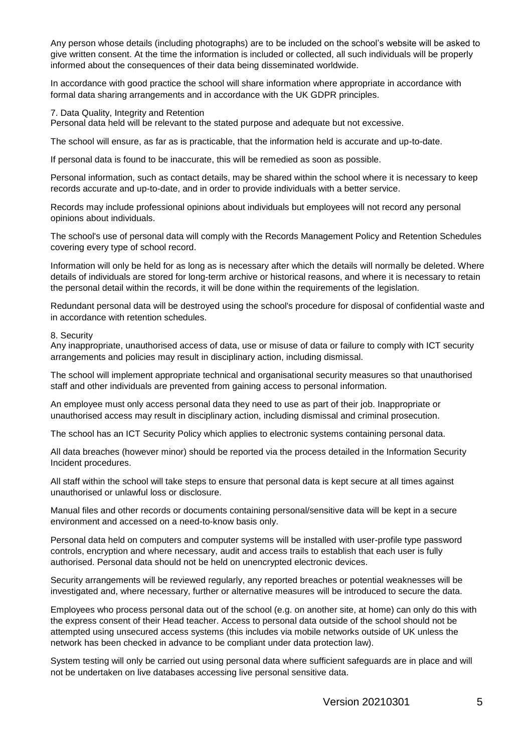Any person whose details (including photographs) are to be included on the school's website will be asked to give written consent. At the time the information is included or collected, all such individuals will be properly informed about the consequences of their data being disseminated worldwide.

In accordance with good practice the school will share information where appropriate in accordance with formal data sharing arrangements and in accordance with the UK GDPR principles.

## 7. Data Quality, Integrity and Retention

Personal data held will be relevant to the stated purpose and adequate but not excessive.

The school will ensure, as far as is practicable, that the information held is accurate and up-to-date.

If personal data is found to be inaccurate, this will be remedied as soon as possible.

Personal information, such as contact details, may be shared within the school where it is necessary to keep records accurate and up-to-date, and in order to provide individuals with a better service.

Records may include professional opinions about individuals but employees will not record any personal opinions about individuals.

The school's use of personal data will comply with the Records Management Policy and Retention Schedules covering every type of school record.

Information will only be held for as long as is necessary after which the details will normally be deleted. Where details of individuals are stored for long-term archive or historical reasons, and where it is necessary to retain the personal detail within the records, it will be done within the requirements of the legislation.

Redundant personal data will be destroyed using the school's procedure for disposal of confidential waste and in accordance with retention schedules.

## 8. Security

Any inappropriate, unauthorised access of data, use or misuse of data or failure to comply with ICT security arrangements and policies may result in disciplinary action, including dismissal.

The school will implement appropriate technical and organisational security measures so that unauthorised staff and other individuals are prevented from gaining access to personal information.

An employee must only access personal data they need to use as part of their job. Inappropriate or unauthorised access may result in disciplinary action, including dismissal and criminal prosecution.

The school has an ICT Security Policy which applies to electronic systems containing personal data.

All data breaches (however minor) should be reported via the process detailed in the Information Security Incident procedures.

All staff within the school will take steps to ensure that personal data is kept secure at all times against unauthorised or unlawful loss or disclosure.

Manual files and other records or documents containing personal/sensitive data will be kept in a secure environment and accessed on a need-to-know basis only.

Personal data held on computers and computer systems will be installed with user-profile type password controls, encryption and where necessary, audit and access trails to establish that each user is fully authorised. Personal data should not be held on unencrypted electronic devices.

Security arrangements will be reviewed regularly, any reported breaches or potential weaknesses will be investigated and, where necessary, further or alternative measures will be introduced to secure the data.

Employees who process personal data out of the school (e.g. on another site, at home) can only do this with the express consent of their Head teacher. Access to personal data outside of the school should not be attempted using unsecured access systems (this includes via mobile networks outside of UK unless the network has been checked in advance to be compliant under data protection law).

System testing will only be carried out using personal data where sufficient safeguards are in place and will not be undertaken on live databases accessing live personal sensitive data.

Version 20210301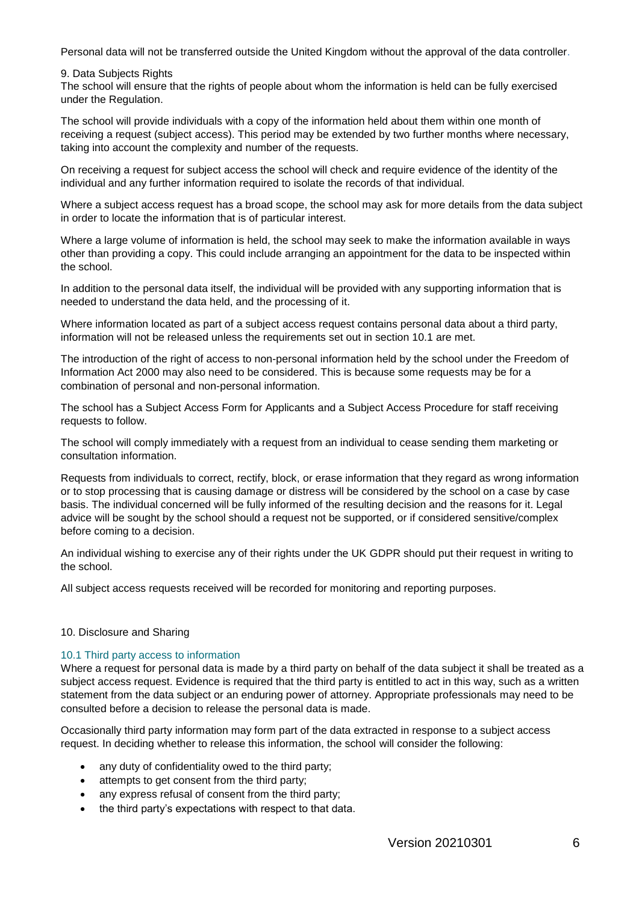Personal data will not be transferred outside the United Kingdom without the approval of the data controller.

## 9. Data Subjects Rights

The school will ensure that the rights of people about whom the information is held can be fully exercised under the Regulation.

The school will provide individuals with a copy of the information held about them within one month of receiving a request (subject access). This period may be extended by two further months where necessary, taking into account the complexity and number of the requests.

On receiving a request for subject access the school will check and require evidence of the identity of the individual and any further information required to isolate the records of that individual.

Where a subject access request has a broad scope, the school may ask for more details from the data subject in order to locate the information that is of particular interest.

Where a large volume of information is held, the school may seek to make the information available in ways other than providing a copy. This could include arranging an appointment for the data to be inspected within the school.

In addition to the personal data itself, the individual will be provided with any supporting information that is needed to understand the data held, and the processing of it.

Where information located as part of a subject access request contains personal data about a third party, information will not be released unless the requirements set out in section 10.1 are met.

The introduction of the right of access to non-personal information held by the school under the Freedom of Information Act 2000 may also need to be considered. This is because some requests may be for a combination of personal and non-personal information.

The school has a Subject Access Form for Applicants and a Subject Access Procedure for staff receiving requests to follow.

The school will comply immediately with a request from an individual to cease sending them marketing or consultation information.

Requests from individuals to correct, rectify, block, or erase information that they regard as wrong information or to stop processing that is causing damage or distress will be considered by the school on a case by case basis. The individual concerned will be fully informed of the resulting decision and the reasons for it. Legal advice will be sought by the school should a request not be supported, or if considered sensitive/complex before coming to a decision.

An individual wishing to exercise any of their rights under the UK GDPR should put their request in writing to the school.

All subject access requests received will be recorded for monitoring and reporting purposes.

## 10. Disclosure and Sharing

### 10.1 Third party access to information

Where a request for personal data is made by a third party on behalf of the data subject it shall be treated as a subject access request. Evidence is required that the third party is entitled to act in this way, such as a written statement from the data subject or an enduring power of attorney. Appropriate professionals may need to be consulted before a decision to release the personal data is made.

Occasionally third party information may form part of the data extracted in response to a subject access request. In deciding whether to release this information, the school will consider the following:

- any duty of confidentiality owed to the third party;
- attempts to get consent from the third party;
- any express refusal of consent from the third party;
- the third party's expectations with respect to that data.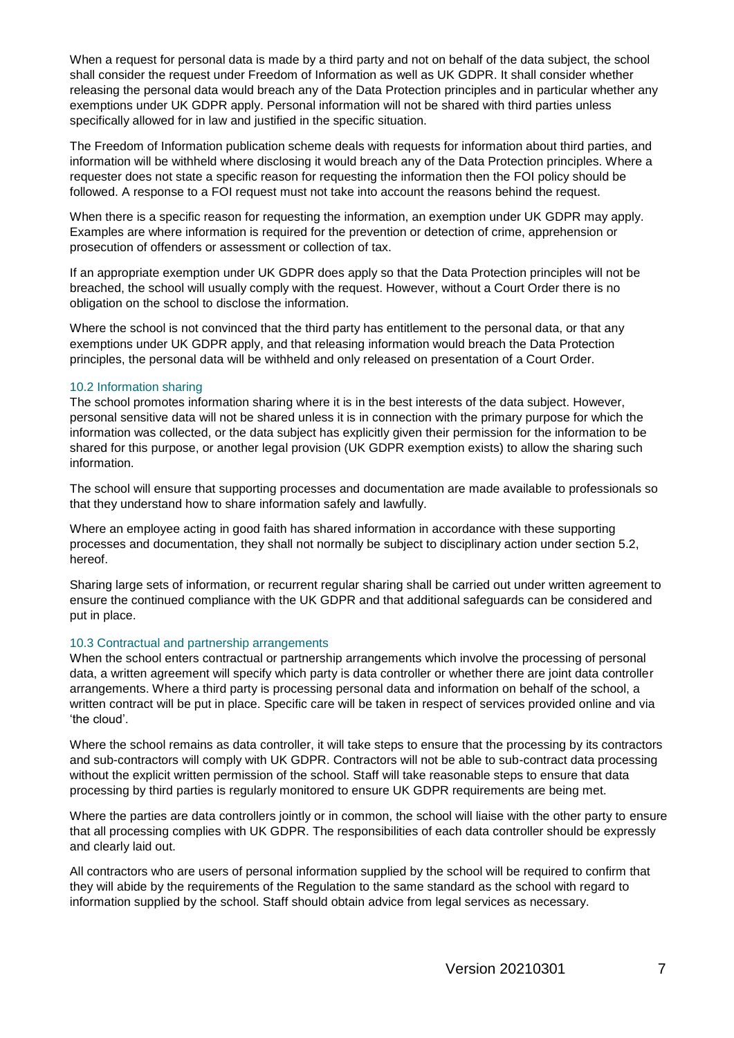When a request for personal data is made by a third party and not on behalf of the data subject, the school shall consider the request under Freedom of Information as well as UK GDPR. It shall consider whether releasing the personal data would breach any of the Data Protection principles and in particular whether any exemptions under UK GDPR apply. Personal information will not be shared with third parties unless specifically allowed for in law and justified in the specific situation.

The Freedom of Information publication scheme deals with requests for information about third parties, and information will be withheld where disclosing it would breach any of the Data Protection principles. Where a requester does not state a specific reason for requesting the information then the FOI policy should be followed. A response to a FOI request must not take into account the reasons behind the request.

When there is a specific reason for requesting the information, an exemption under UK GDPR may apply. Examples are where information is required for the prevention or detection of crime, apprehension or prosecution of offenders or assessment or collection of tax.

If an appropriate exemption under UK GDPR does apply so that the Data Protection principles will not be breached, the school will usually comply with the request. However, without a Court Order there is no obligation on the school to disclose the information.

Where the school is not convinced that the third party has entitlement to the personal data, or that any exemptions under UK GDPR apply, and that releasing information would breach the Data Protection principles, the personal data will be withheld and only released on presentation of a Court Order.

### 10.2 Information sharing

The school promotes information sharing where it is in the best interests of the data subject. However, personal sensitive data will not be shared unless it is in connection with the primary purpose for which the information was collected, or the data subject has explicitly given their permission for the information to be shared for this purpose, or another legal provision (UK GDPR exemption exists) to allow the sharing such information.

The school will ensure that supporting processes and documentation are made available to professionals so that they understand how to share information safely and lawfully.

Where an employee acting in good faith has shared information in accordance with these supporting processes and documentation, they shall not normally be subject to disciplinary action under section 5.2, hereof.

Sharing large sets of information, or recurrent regular sharing shall be carried out under written agreement to ensure the continued compliance with the UK GDPR and that additional safeguards can be considered and put in place.

### 10.3 Contractual and partnership arrangements

When the school enters contractual or partnership arrangements which involve the processing of personal data, a written agreement will specify which party is data controller or whether there are joint data controller arrangements. Where a third party is processing personal data and information on behalf of the school, a written contract will be put in place. Specific care will be taken in respect of services provided online and via 'the cloud'.

Where the school remains as data controller, it will take steps to ensure that the processing by its contractors and sub-contractors will comply with UK GDPR. Contractors will not be able to sub-contract data processing without the explicit written permission of the school. Staff will take reasonable steps to ensure that data processing by third parties is regularly monitored to ensure UK GDPR requirements are being met.

Where the parties are data controllers jointly or in common, the school will liaise with the other party to ensure that all processing complies with UK GDPR. The responsibilities of each data controller should be expressly and clearly laid out.

All contractors who are users of personal information supplied by the school will be required to confirm that they will abide by the requirements of the Regulation to the same standard as the school with regard to information supplied by the school. Staff should obtain advice from legal services as necessary.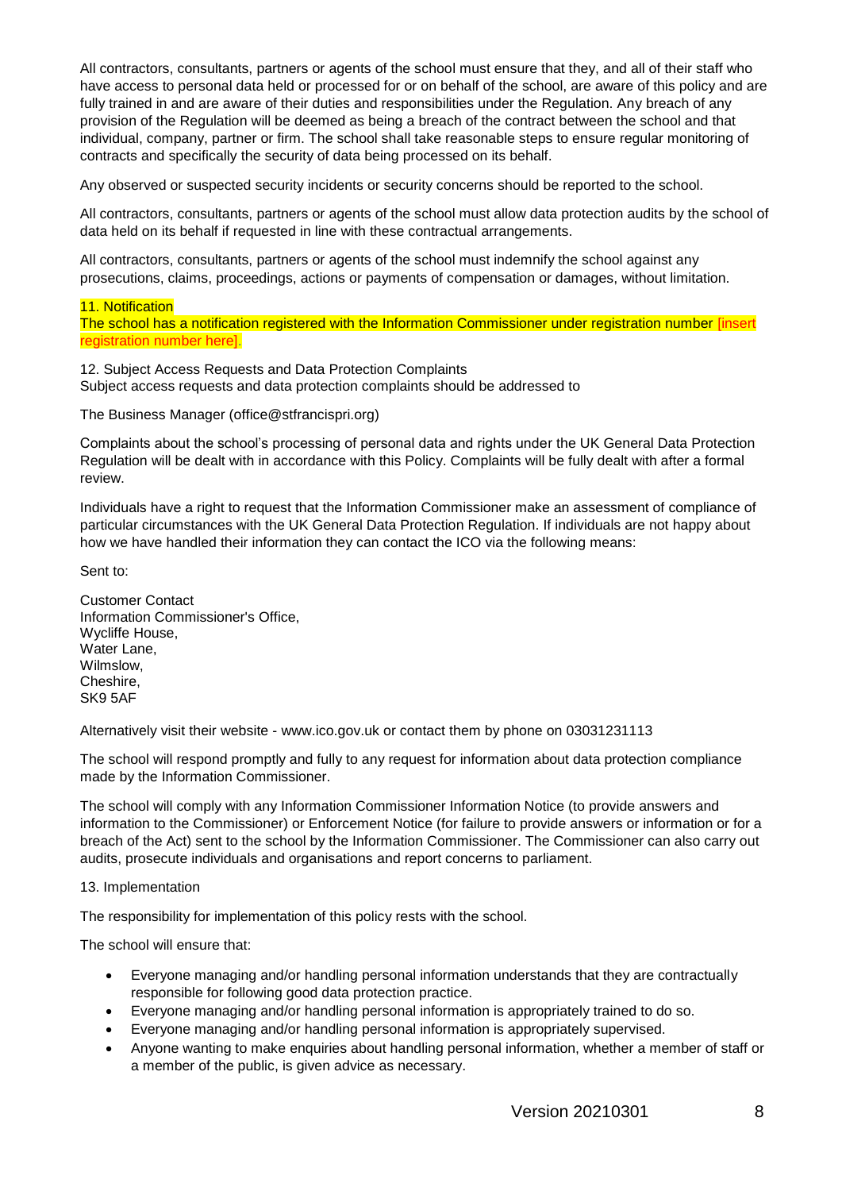All contractors, consultants, partners or agents of the school must ensure that they, and all of their staff who have access to personal data held or processed for or on behalf of the school, are aware of this policy and are fully trained in and are aware of their duties and responsibilities under the Regulation. Any breach of any provision of the Regulation will be deemed as being a breach of the contract between the school and that individual, company, partner or firm. The school shall take reasonable steps to ensure regular monitoring of contracts and specifically the security of data being processed on its behalf.

Any observed or suspected security incidents or security concerns should be reported to the school.

All contractors, consultants, partners or agents of the school must allow data protection audits by the school of data held on its behalf if requested in line with these contractual arrangements.

All contractors, consultants, partners or agents of the school must indemnify the school against any prosecutions, claims, proceedings, actions or payments of compensation or damages, without limitation.

11. Notification

The school has a notification registered with the Information Commissioner under registration number [insert registration number here].

12. Subject Access Requests and Data Protection Complaints

Subject access requests and data protection complaints should be addressed to

The Business Manager (office@stfrancispri.org)

Complaints about the school's processing of personal data and rights under the UK General Data Protection Regulation will be dealt with in accordance with this Policy. Complaints will be fully dealt with after a formal review.

Individuals have a right to request that the Information Commissioner make an assessment of compliance of particular circumstances with the UK General Data Protection Regulation. If individuals are not happy about how we have handled their information they can contact the ICO via the following means:

Sent to:

Customer Contact
Information Commissioner's Office,
Wycliffe House,
Water Lane,
Wilmslow,
Cheshire,
SK9 5AF

Alternatively visit their website - www.ico.gov.uk or contact them by phone on 03031231113

The school will respond promptly and fully to any request for information about data protection compliance made by the Information Commissioner.

The school will comply with any Information Commissioner Information Notice (to provide answers and information to the Commissioner) or Enforcement Notice (for failure to provide answers or information or for a breach of the Act) sent to the school by the Information Commissioner. The Commissioner can also carry out audits, prosecute individuals and organisations and report concerns to parliament.

13. Implementation

The responsibility for implementation of this policy rests with the school.

The school will ensure that:

- Everyone managing and/or handling personal information understands that they are contractually responsible for following good data protection practice.
- Everyone managing and/or handling personal information is appropriately trained to do so.
- Everyone managing and/or handling personal information is appropriately supervised.
- Anyone wanting to make enquiries about handling personal information, whether a member of staff or a member of the public, is given advice as necessary.

Version 20210301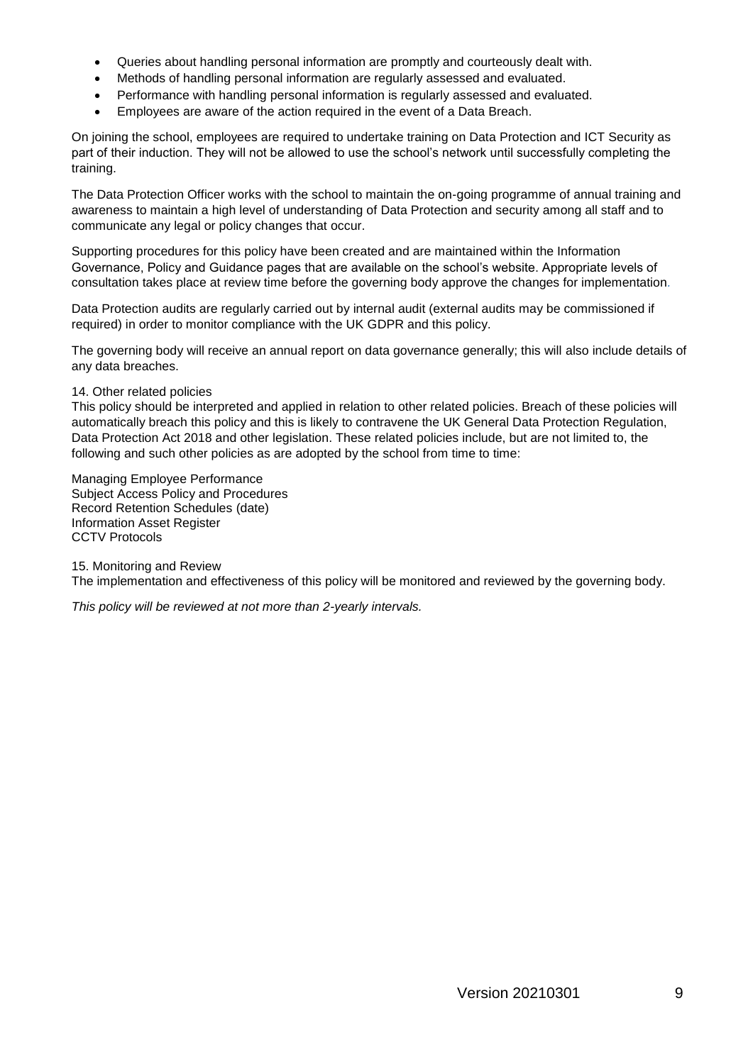- Queries about handling personal information are promptly and courteously dealt with.
- Methods of handling personal information are regularly assessed and evaluated.
- Performance with handling personal information is regularly assessed and evaluated.
- Employees are aware of the action required in the event of a Data Breach.

On joining the school, employees are required to undertake training on Data Protection and ICT Security as part of their induction. They will not be allowed to use the school's network until successfully completing the training.

The Data Protection Officer works with the school to maintain the on-going programme of annual training and awareness to maintain a high level of understanding of Data Protection and security among all staff and to communicate any legal or policy changes that occur.

Supporting procedures for this policy have been created and are maintained within the Information Governance, Policy and Guidance pages that are available on the school's website. Appropriate levels of consultation takes place at review time before the governing body approve the changes for implementation.

Data Protection audits are regularly carried out by internal audit (external audits may be commissioned if required) in order to monitor compliance with the UK GDPR and this policy.

The governing body will receive an annual report on data governance generally; this will also include details of any data breaches.

14. Other related policies

This policy should be interpreted and applied in relation to other related policies. Breach of these policies will automatically breach this policy and this is likely to contravene the UK General Data Protection Regulation, Data Protection Act 2018 and other legislation. These related policies include, but are not limited to, the following and such other policies as are adopted by the school from time to time:

Managing Employee Performance
Subject Access Policy and Procedures
Record Retention Schedules (date)
Information Asset Register
CCTV Protocols

15. Monitoring and Review

The implementation and effectiveness of this policy will be monitored and reviewed by the governing body.

*This policy will be reviewed at not more than 2-yearly intervals.*

Version 20210301